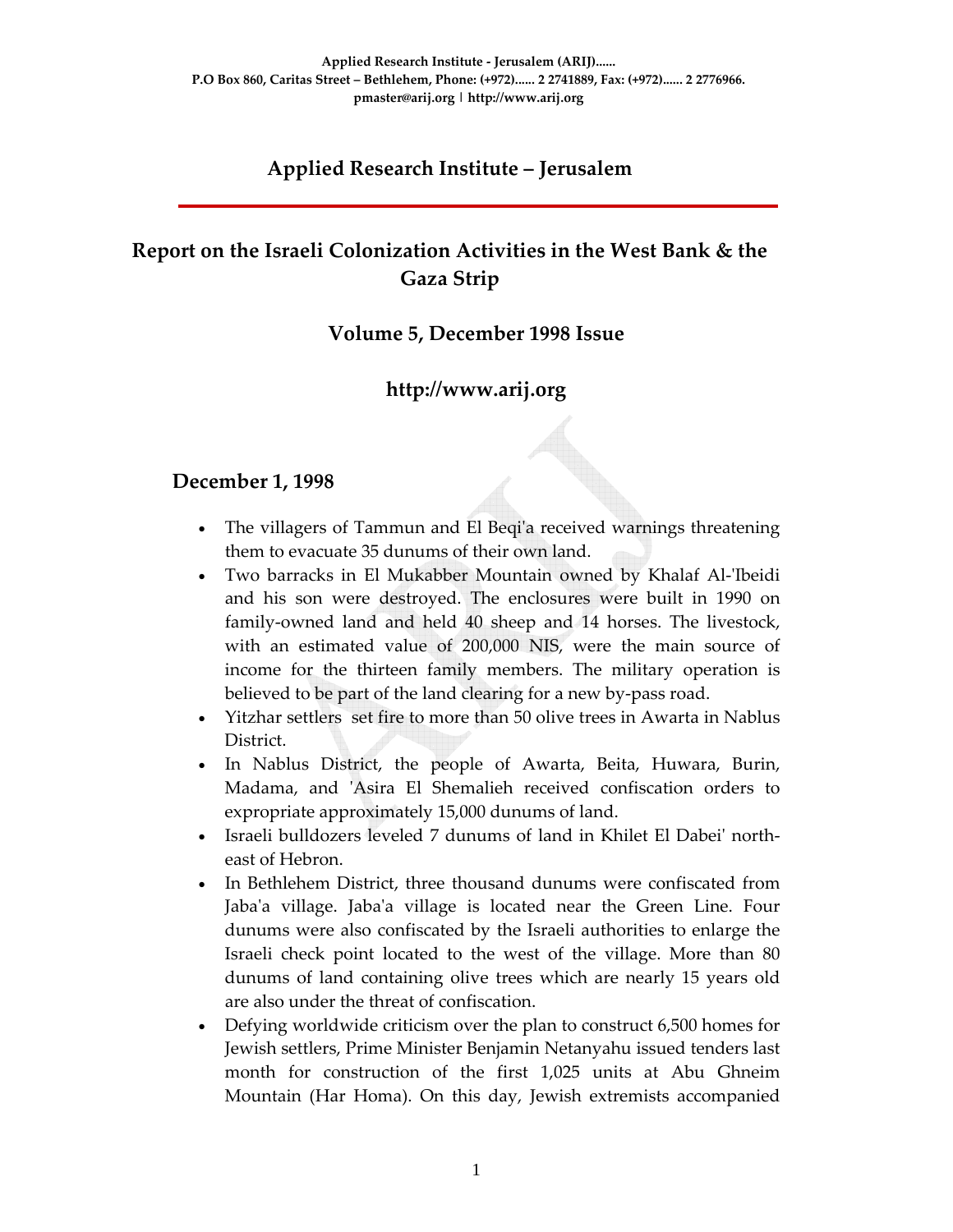Applied Research Institute - Jerusalem (ARIJ)......
P.O Box 860, Caritas Street – Bethlehem, Phone: (+972)...... 2 2741889, Fax: (+972)...... 2 2776966.
pmaster@arij.org | http://www.arij.org

# Applied Research Institute – Jerusalem

## Report on the Israeli Colonization Activities in the West Bank & the Gaza Strip

### Volume 5, December 1998 Issue

### http://www.arij.org

### December 1, 1998

- The villagers of Tammun and El Beqi'a received warnings threatening them to evacuate 35 dunums of their own land.
- Two barracks in El Mukabber Mountain owned by Khalaf Al-'Ibeidi and his son were destroyed. The enclosures were built in 1990 on family-owned land and held 40 sheep and 14 horses. The livestock, with an estimated value of 200,000 NIS, were the main source of income for the thirteen family members. The military operation is believed to be part of the land clearing for a new by-pass road.
- Yitzhar settlers set fire to more than 50 olive trees in Awarta in Nablus District.
- In Nablus District, the people of Awarta, Beita, Huwara, Burin, Madama, and 'Asira El Shemalieh received confiscation orders to expropriate approximately 15,000 dunums of land.
- Israeli bulldozers leveled 7 dunums of land in Khilet El Dabei' north-east of Hebron.
- In Bethlehem District, three thousand dunums were confiscated from Jaba'a village. Jaba'a village is located near the Green Line. Four dunums were also confiscated by the Israeli authorities to enlarge the Israeli check point located to the west of the village. More than 80 dunums of land containing olive trees which are nearly 15 years old are also under the threat of confiscation.
- Defying worldwide criticism over the plan to construct 6,500 homes for Jewish settlers, Prime Minister Benjamin Netanyahu issued tenders last month for construction of the first 1,025 units at Abu Ghneim Mountain (Har Homa). On this day, Jewish extremists accompanied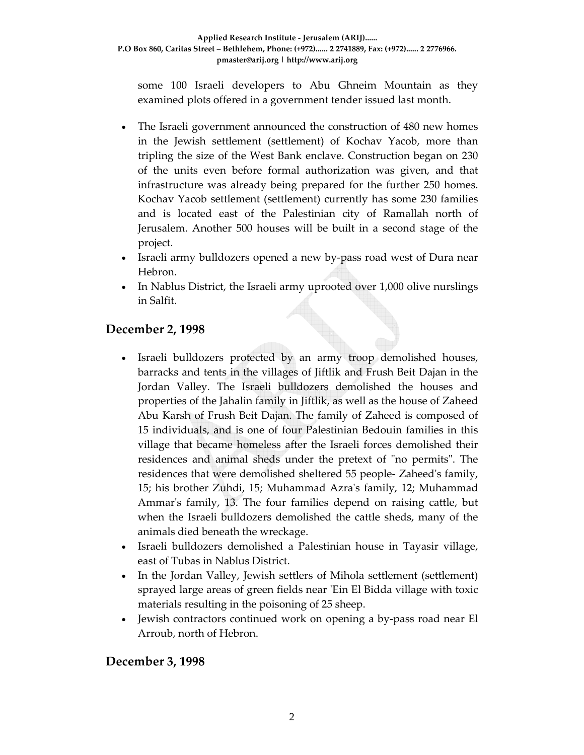some 100 Israeli developers to Abu Ghneim Mountain as they examined plots offered in a government tender issued last month.

- The Israeli government announced the construction of 480 new homes in the Jewish settlement (settlement) of Kochav Yacob, more than tripling the size of the West Bank enclave. Construction began on 230 of the units even before formal authorization was given, and that infrastructure was already being prepared for the further 250 homes. Kochav Yacob settlement (settlement) currently has some 230 families and is located east of the Palestinian city of Ramallah north of Jerusalem. Another 500 houses will be built in a second stage of the project.
- Israeli army bulldozers opened a new by-pass road west of Dura near Hebron.
- In Nablus District, the Israeli army uprooted over 1,000 olive nurslings in Salfit.

## December 2, 1998

- Israeli bulldozers protected by an army troop demolished houses, barracks and tents in the villages of Jiftlik and Frush Beit Dajan in the Jordan Valley. The Israeli bulldozers demolished the houses and properties of the Jahalin family in Jiftlik, as well as the house of Zaheed Abu Karsh of Frush Beit Dajan. The family of Zaheed is composed of 15 individuals, and is one of four Palestinian Bedouin families in this village that became homeless after the Israeli forces demolished their residences and animal sheds under the pretext of "no permits". The residences that were demolished sheltered 55 people- Zaheed's family, 15; his brother Zuhdi, 15; Muhammad Azra's family, 12; Muhammad Ammar's family, 13. The four families depend on raising cattle, but when the Israeli bulldozers demolished the cattle sheds, many of the animals died beneath the wreckage.
- Israeli bulldozers demolished a Palestinian house in Tayasir village, east of Tubas in Nablus District.
- In the Jordan Valley, Jewish settlers of Mihola settlement (settlement) sprayed large areas of green fields near 'Ein El Bidda village with toxic materials resulting in the poisoning of 25 sheep.
- Jewish contractors continued work on opening a by-pass road near El Arroub, north of Hebron.

## December 3, 1998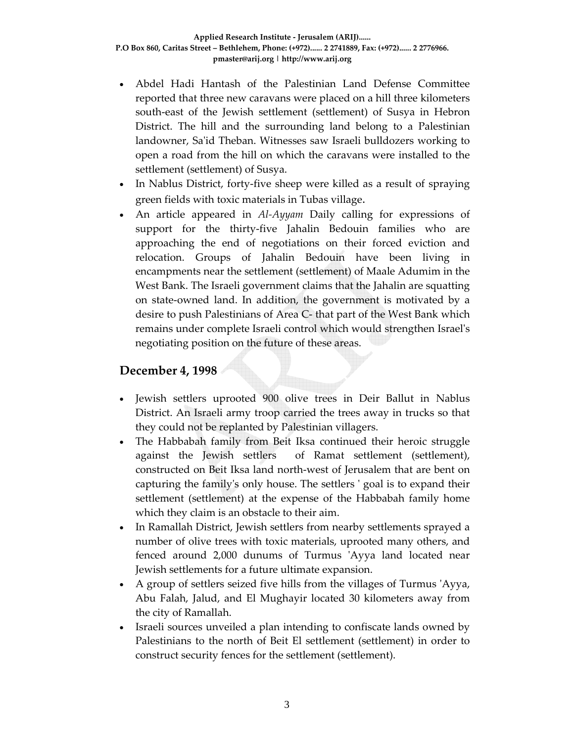- Abdel Hadi Hantash of the Palestinian Land Defense Committee reported that three new caravans were placed on a hill three kilometers south-east of the Jewish settlement (settlement) of Susya in Hebron District. The hill and the surrounding land belong to a Palestinian landowner, Sa'id Theban. Witnesses saw Israeli bulldozers working to open a road from the hill on which the caravans were installed to the settlement (settlement) of Susya.
- In Nablus District, forty-five sheep were killed as a result of spraying green fields with toxic materials in Tubas village.
- An article appeared in *Al-Ayyam* Daily calling for expressions of support for the thirty-five Jahalin Bedouin families who are approaching the end of negotiations on their forced eviction and relocation. Groups of Jahalin Bedouin have been living in encampments near the settlement (settlement) of Maale Adumim in the West Bank. The Israeli government claims that the Jahalin are squatting on state-owned land. In addition, the government is motivated by a desire to push Palestinians of Area C- that part of the West Bank which remains under complete Israeli control which would strengthen Israel's negotiating position on the future of these areas.

## December 4, 1998

- Jewish settlers uprooted 900 olive trees in Deir Ballut in Nablus District. An Israeli army troop carried the trees away in trucks so that they could not be replanted by Palestinian villagers.
- The Habbabah family from Beit Iksa continued their heroic struggle against the Jewish settlers of Ramat settlement (settlement), constructed on Beit Iksa land north-west of Jerusalem that are bent on capturing the family's only house. The settlers ' goal is to expand their settlement (settlement) at the expense of the Habbabah family home which they claim is an obstacle to their aim.
- In Ramallah District, Jewish settlers from nearby settlements sprayed a number of olive trees with toxic materials, uprooted many others, and fenced around 2,000 dunums of Turmus 'Ayya land located near Jewish settlements for a future ultimate expansion.
- A group of settlers seized five hills from the villages of Turmus 'Ayya, Abu Falah, Jalud, and El Mughayir located 30 kilometers away from the city of Ramallah.
- Israeli sources unveiled a plan intending to confiscate lands owned by Palestinians to the north of Beit El settlement (settlement) in order to construct security fences for the settlement (settlement).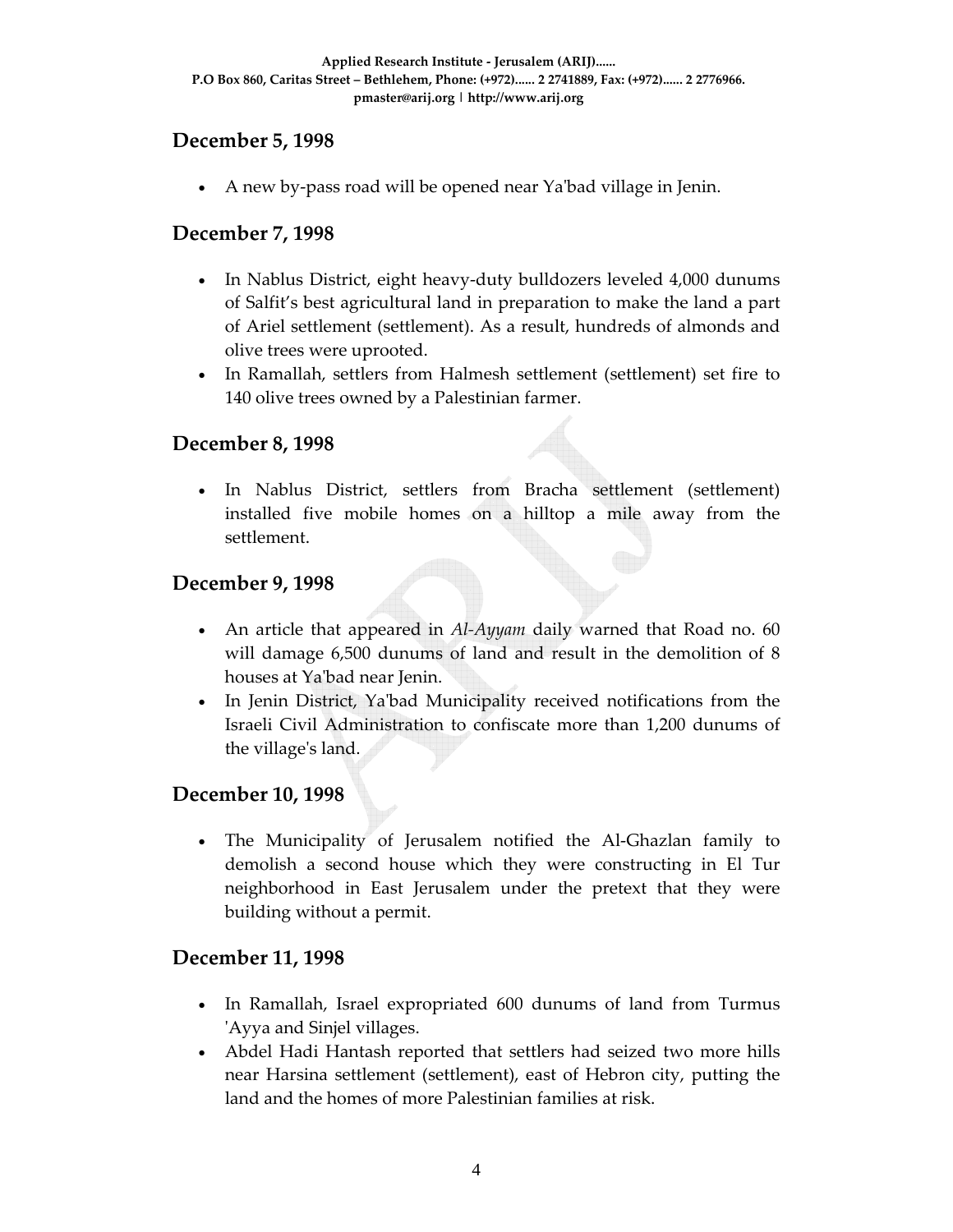## December 5, 1998

- A new by-pass road will be opened near Ya'bad village in Jenin.

## December 7, 1998

- In Nablus District, eight heavy-duty bulldozers leveled 4,000 dunums of Salfit's best agricultural land in preparation to make the land a part of Ariel settlement (settlement). As a result, hundreds of almonds and olive trees were uprooted.
- In Ramallah, settlers from Halmesh settlement (settlement) set fire to 140 olive trees owned by a Palestinian farmer.

## December 8, 1998

- In Nablus District, settlers from Bracha settlement (settlement) installed five mobile homes on a hilltop a mile away from the settlement.

## December 9, 1998

- An article that appeared in *Al-Ayyam* daily warned that Road no. 60 will damage 6,500 dunums of land and result in the demolition of 8 houses at Ya'bad near Jenin.
- In Jenin District, Ya'bad Municipality received notifications from the Israeli Civil Administration to confiscate more than 1,200 dunums of the village's land.

## December 10, 1998

- The Municipality of Jerusalem notified the Al-Ghazlan family to demolish a second house which they were constructing in El Tur neighborhood in East Jerusalem under the pretext that they were building without a permit.

## December 11, 1998

- In Ramallah, Israel expropriated 600 dunums of land from Turmus 'Ayya and Sinjel villages.
- Abdel Hadi Hantash reported that settlers had seized two more hills near Harsina settlement (settlement), east of Hebron city, putting the land and the homes of more Palestinian families at risk.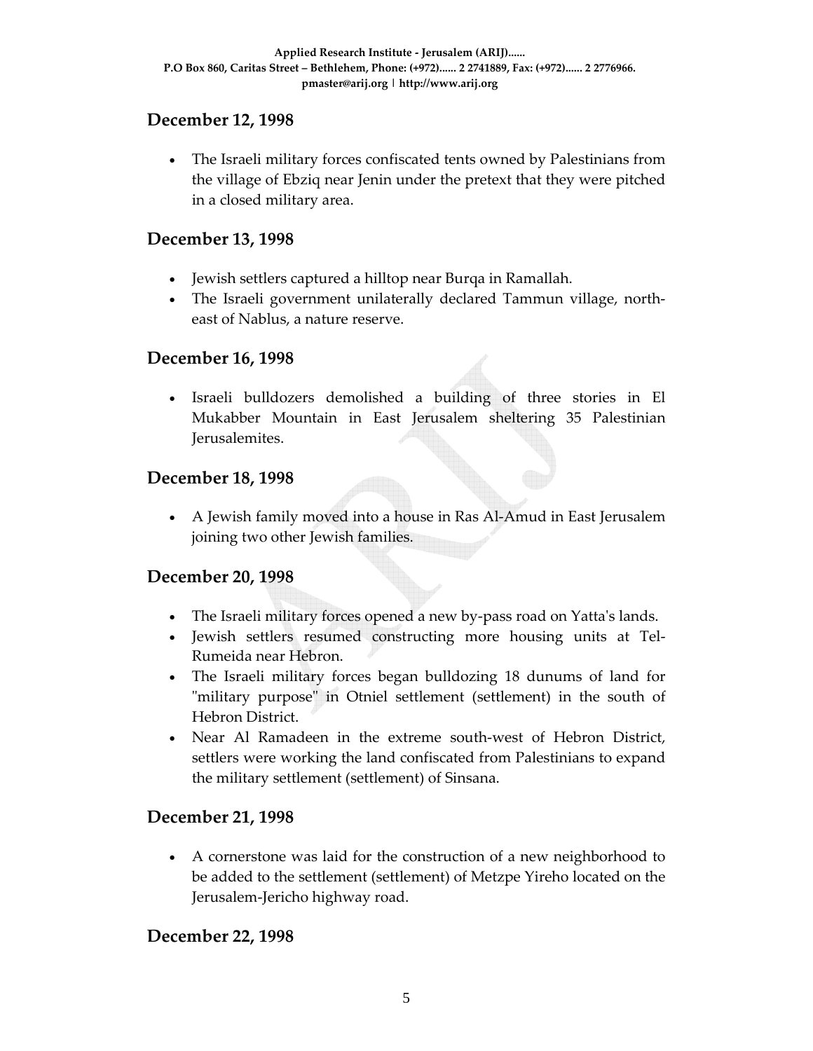## December 12, 1998

- The Israeli military forces confiscated tents owned by Palestinians from the village of Ebziq near Jenin under the pretext that they were pitched in a closed military area.

## December 13, 1998

- Jewish settlers captured a hilltop near Burqa in Ramallah.
- The Israeli government unilaterally declared Tammun village, north-east of Nablus, a nature reserve.

## December 16, 1998

- Israeli bulldozers demolished a building of three stories in El Mukabber Mountain in East Jerusalem sheltering 35 Palestinian Jerusalemites.

## December 18, 1998

- A Jewish family moved into a house in Ras Al-Amud in East Jerusalem joining two other Jewish families.

## December 20, 1998

- The Israeli military forces opened a new by-pass road on Yatta's lands.
- Jewish settlers resumed constructing more housing units at Tel-Rumeida near Hebron.
- The Israeli military forces began bulldozing 18 dunums of land for "military purpose" in Otniel settlement (settlement) in the south of Hebron District.
- Near Al Ramadeen in the extreme south-west of Hebron District, settlers were working the land confiscated from Palestinians to expand the military settlement (settlement) of Sinsana.

## December 21, 1998

- A cornerstone was laid for the construction of a new neighborhood to be added to the settlement (settlement) of Metzpe Yireho located on the Jerusalem-Jericho highway road.

## December 22, 1998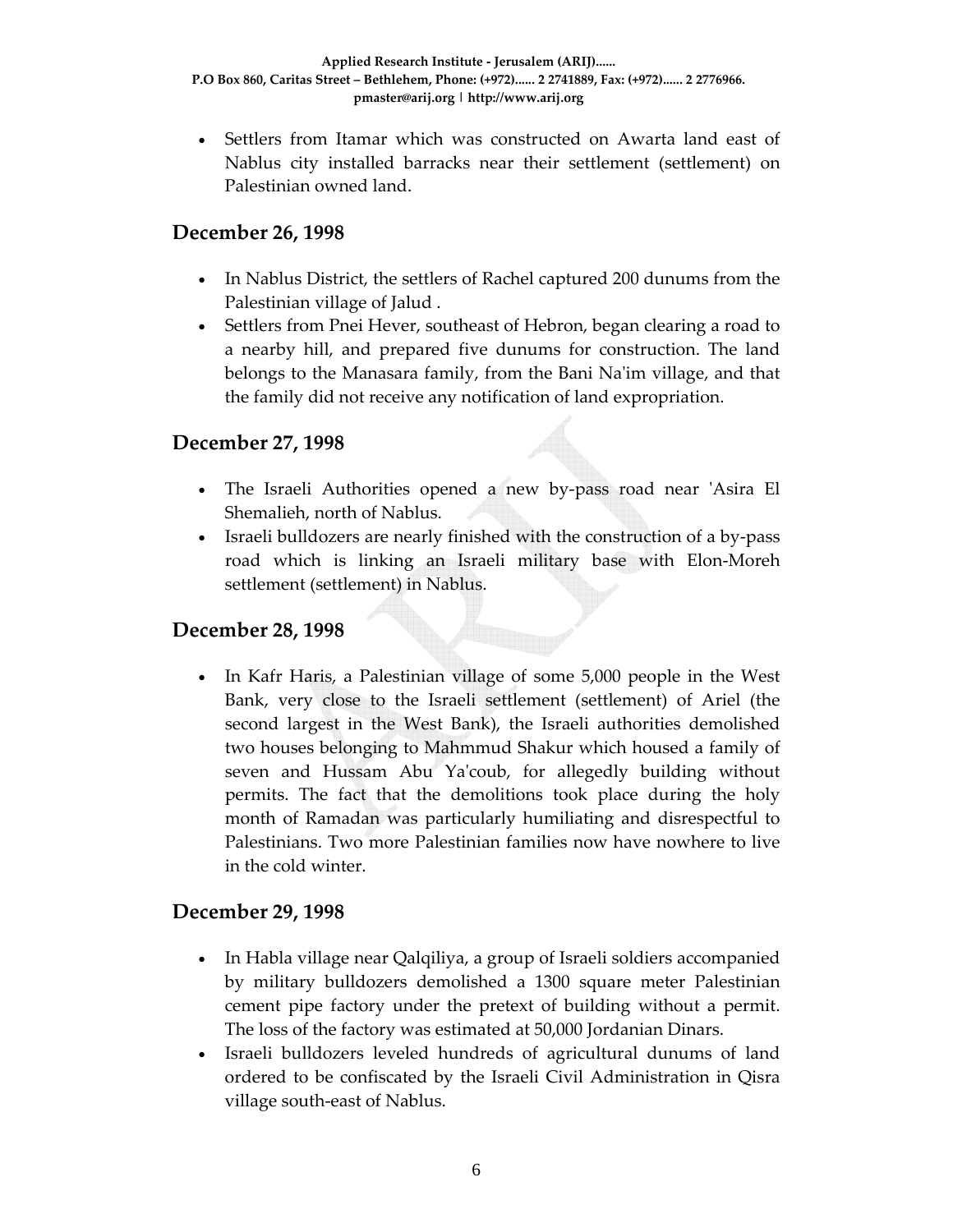- Settlers from Itamar which was constructed on Awarta land east of Nablus city installed barracks near their settlement (settlement) on Palestinian owned land.

## December 26, 1998

- In Nablus District, the settlers of Rachel captured 200 dunums from the Palestinian village of Jalud .
- Settlers from Pnei Hever, southeast of Hebron, began clearing a road to a nearby hill, and prepared five dunums for construction. The land belongs to the Manasara family, from the Bani Na'im village, and that the family did not receive any notification of land expropriation.

## December 27, 1998

- The Israeli Authorities opened a new by-pass road near 'Asira El Shemalieh, north of Nablus.
- Israeli bulldozers are nearly finished with the construction of a by-pass road which is linking an Israeli military base with Elon-Moreh settlement (settlement) in Nablus.

## December 28, 1998

- In Kafr Haris, a Palestinian village of some 5,000 people in the West Bank, very close to the Israeli settlement (settlement) of Ariel (the second largest in the West Bank), the Israeli authorities demolished two houses belonging to Mahmmud Shakur which housed a family of seven and Hussam Abu Ya'coub, for allegedly building without permits. The fact that the demolitions took place during the holy month of Ramadan was particularly humiliating and disrespectful to Palestinians. Two more Palestinian families now have nowhere to live in the cold winter.

## December 29, 1998

- In Habla village near Qalqiliya, a group of Israeli soldiers accompanied by military bulldozers demolished a 1300 square meter Palestinian cement pipe factory under the pretext of building without a permit. The loss of the factory was estimated at 50,000 Jordanian Dinars.
- Israeli bulldozers leveled hundreds of agricultural dunums of land ordered to be confiscated by the Israeli Civil Administration in Qisra village south-east of Nablus.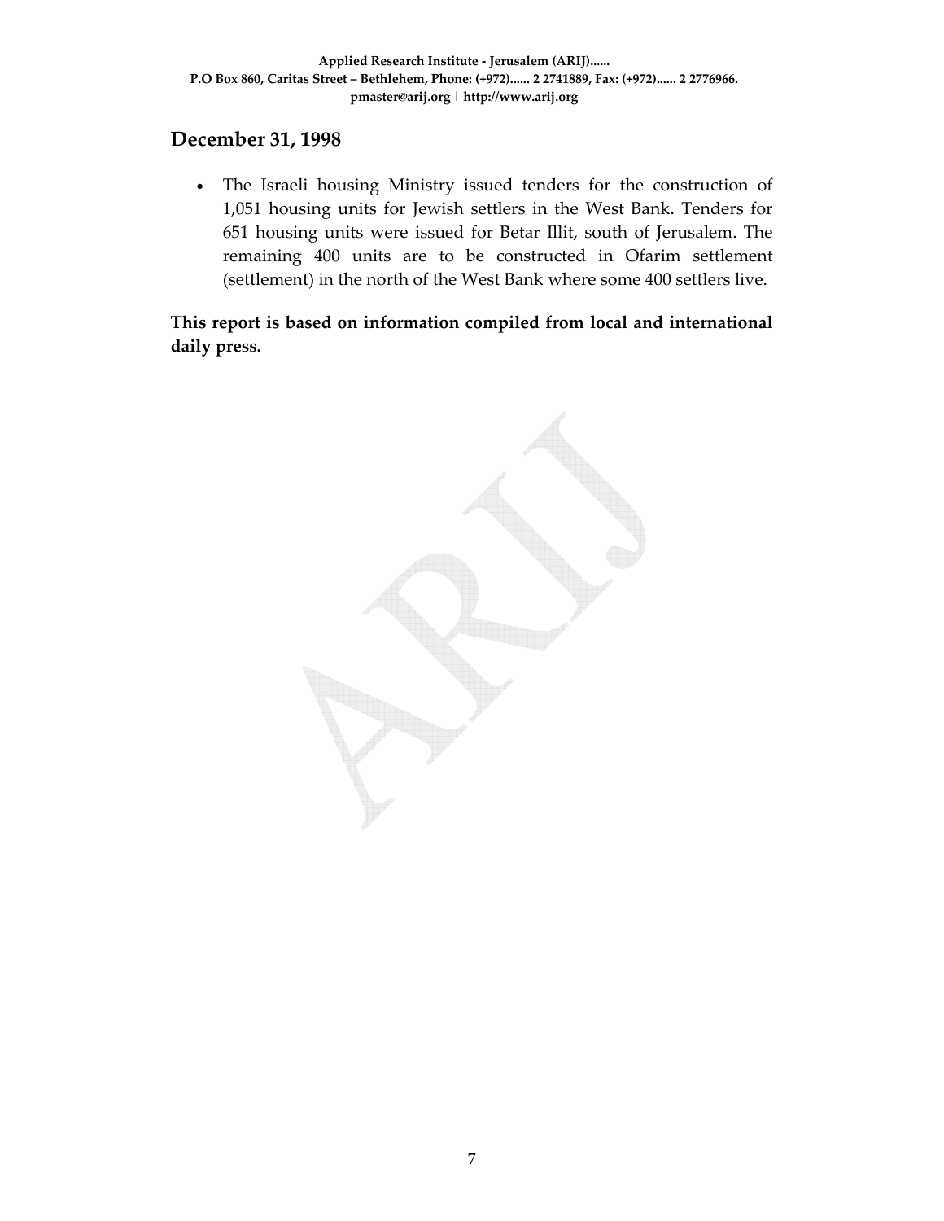## December 31, 1998

- The Israeli housing Ministry issued tenders for the construction of 1,051 housing units for Jewish settlers in the West Bank. Tenders for 651 housing units were issued for Betar Illit, south of Jerusalem. The remaining 400 units are to be constructed in Ofarim settlement (settlement) in the north of the West Bank where some 400 settlers live.

**This report is based on information compiled from local and international daily press.**